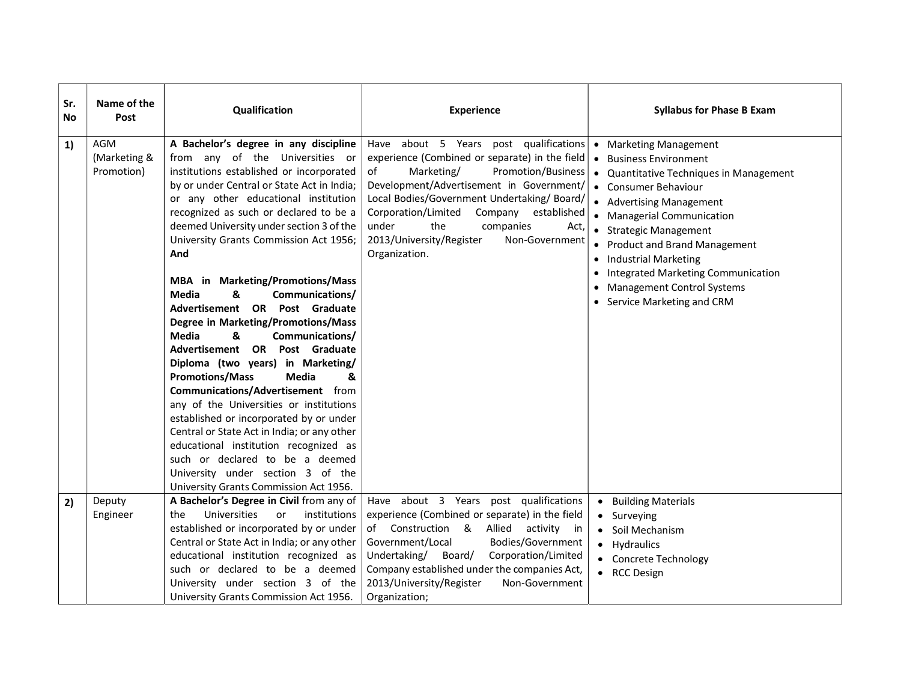| Sr. No | Name of the Post | Qualification | Experience | Syllabus for Phase B Exam |
|---|---|---|---|---|
| 1) | AGM (Marketing & Promotion) | **A Bachelor's degree in any discipline** from any of the Universities or institutions established or incorporated by or under Central or State Act in India; or any other educational institution recognized as such or declared to be a deemed University under section 3 of the University Grants Commission Act 1956; **And**<br><br>**MBA in Marketing/Promotions/Mass Media & Communications/ Advertisement OR Post Graduate Degree in Marketing/Promotions/Mass Media & Communications/ Advertisement OR Post Graduate Diploma (two years) in Marketing/ Promotions/Mass Media & Communications/Advertisement** from any of the Universities or institutions established or incorporated by or under Central or State Act in India; or any other educational institution recognized as such or declared to be a deemed University under section 3 of the University Grants Commission Act 1956. | Have about 5 Years post qualifications experience (Combined or separate) in the field of Marketing/ Promotion/Business Development/Advertisement in Government/ Local Bodies/Government Undertaking/ Board/ Corporation/Limited Company established under the companies Act, 2013/University/Register Non-Government Organization. | • Marketing Management<br>• Business Environment<br>• Quantitative Techniques in Management<br>• Consumer Behaviour<br>• Advertising Management<br>• Managerial Communication<br>• Strategic Management<br>• Product and Brand Management<br>• Industrial Marketing<br>• Integrated Marketing Communication<br>• Management Control Systems<br>• Service Marketing and CRM |
| 2) | Deputy Engineer | **A Bachelor's Degree in Civil** from any of the Universities or institutions established or incorporated by or under Central or State Act in India; or any other educational institution recognized as such or declared to be a deemed University under section 3 of the University Grants Commission Act 1956. | Have about 3 Years post qualifications experience (Combined or separate) in the field of Construction & Allied activity in Government/Local Bodies/Government Undertaking/ Board/ Corporation/Limited Company established under the companies Act, 2013/University/Register Non-Government Organization; | • Building Materials<br>• Surveying<br>• Soil Mechanism<br>• Hydraulics<br>• Concrete Technology<br>• RCC Design |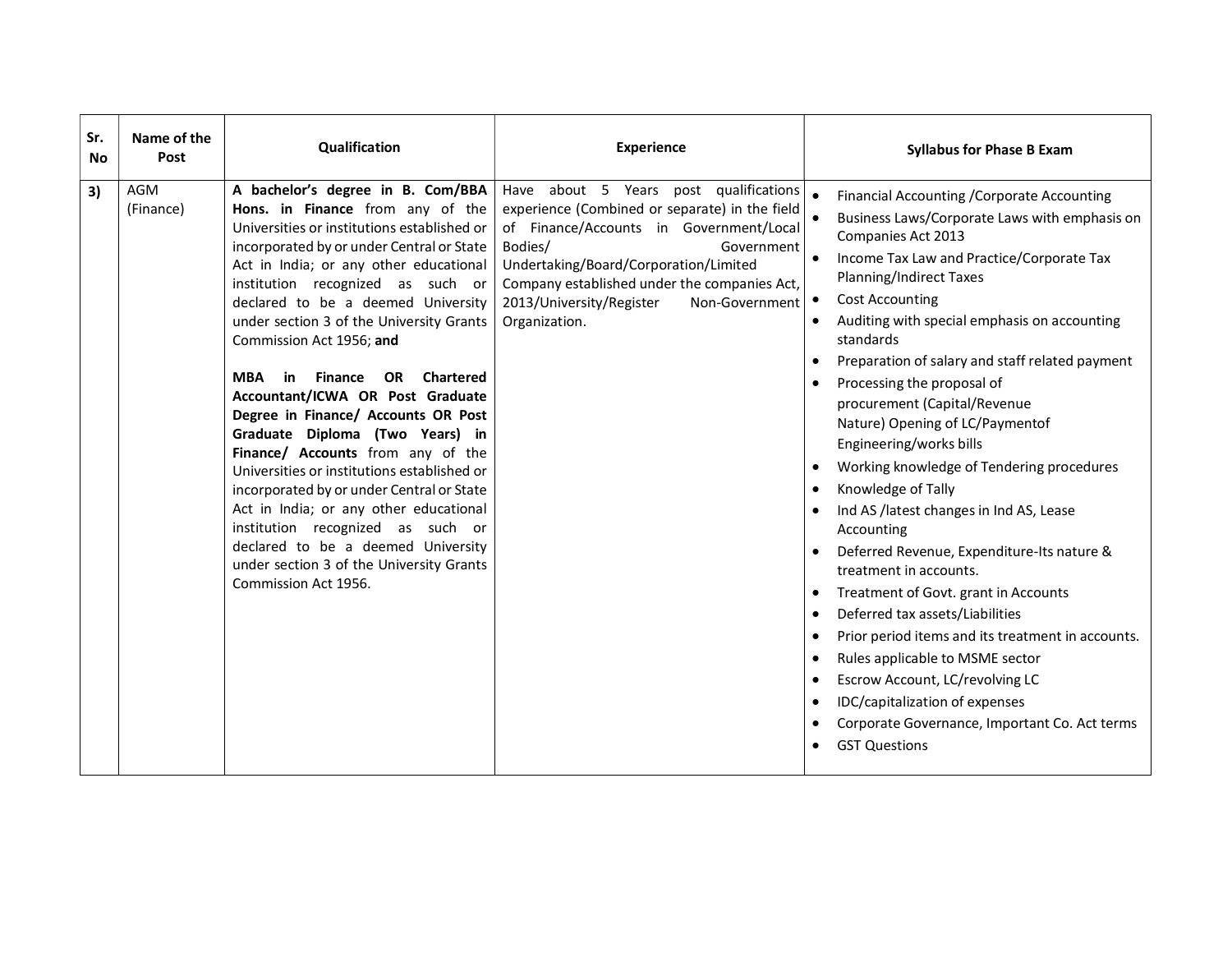| Sr. No | Name of the Post | Qualification | Experience | Syllabus for Phase B Exam |
|---|---|---|---|---|
| 3) | AGM (Finance) | **A bachelor's degree in B. Com/BBA Hons. in Finance** from any of the Universities or institutions established or incorporated by or under Central or State Act in India; or any other educational institution recognized as such or declared to be a deemed University under section 3 of the University Grants Commission Act 1956; **and**<br><br>**MBA in Finance OR Chartered Accountant/ICWA OR Post Graduate Degree in Finance/ Accounts OR Post Graduate Diploma (Two Years) in Finance/ Accounts** from any of the Universities or institutions established or incorporated by or under Central or State Act in India; or any other educational institution recognized as such or declared to be a deemed University under section 3 of the University Grants Commission Act 1956. | Have about 5 Years post qualifications experience (Combined or separate) in the field of Finance/Accounts in Government/Local Bodies/ Government Undertaking/Board/Corporation/Limited Company established under the companies Act, 2013/University/Register Non-Government Organization. | • Financial Accounting /Corporate Accounting<br>• Business Laws/Corporate Laws with emphasis on Companies Act 2013<br>• Income Tax Law and Practice/Corporate Tax Planning/Indirect Taxes<br>• Cost Accounting<br>• Auditing with special emphasis on accounting standards<br>• Preparation of salary and staff related payment<br>• Processing the proposal of procurement (Capital/Revenue Nature) Opening of LC/Paymentof Engineering/works bills<br>• Working knowledge of Tendering procedures<br>• Knowledge of Tally<br>• Ind AS /latest changes in Ind AS, Lease Accounting<br>• Deferred Revenue, Expenditure-Its nature & treatment in accounts.<br>• Treatment of Govt. grant in Accounts<br>• Deferred tax assets/Liabilities<br>• Prior period items and its treatment in accounts.<br>• Rules applicable to MSME sector<br>• Escrow Account, LC/revolving LC<br>• IDC/capitalization of expenses<br>• Corporate Governance, Important Co. Act terms<br>• GST Questions |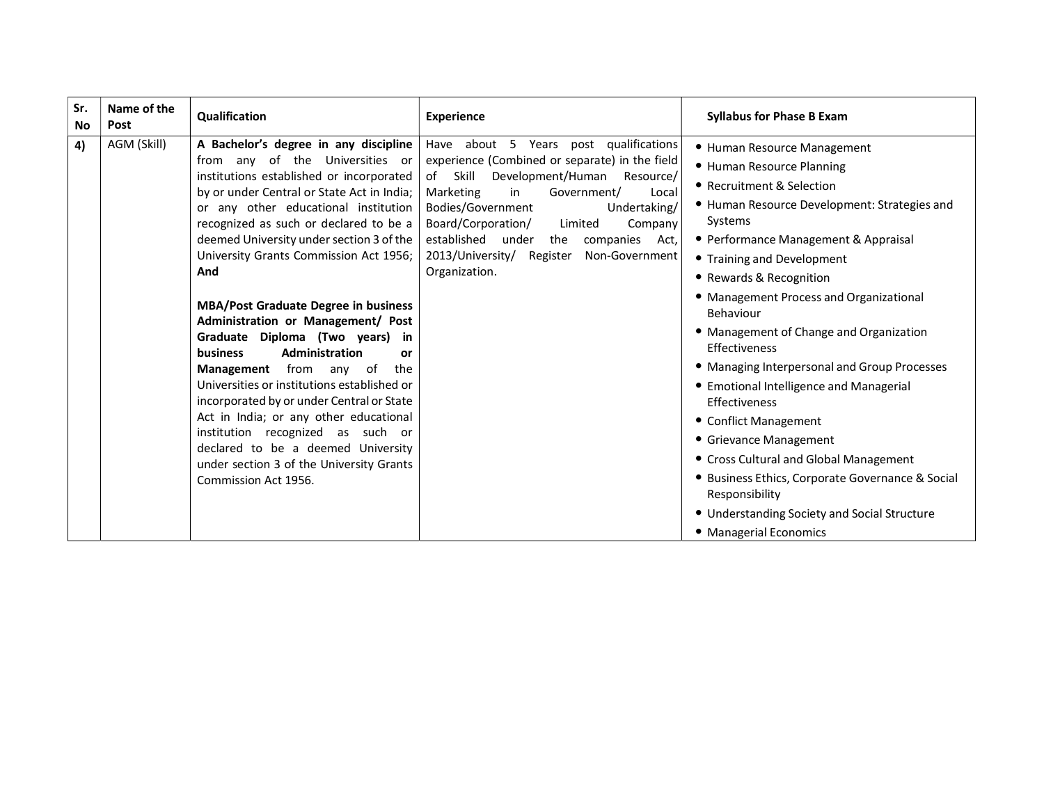| Sr. No | Name of the Post | Qualification | Experience | Syllabus for Phase B Exam |
|---|---|---|---|---|
| 4) | AGM (Skill) | **A Bachelor's degree in any discipline** from any of the Universities or institutions established or incorporated by or under Central or State Act in India; or any other educational institution recognized as such or declared to be a deemed University under section 3 of the University Grants Commission Act 1956; **And**<br><br>**MBA/Post Graduate Degree in business Administration or Management/ Post Graduate Diploma (Two years) in business Administration or Management** from any of the Universities or institutions established or incorporated by or under Central or State Act in India; or any other educational institution recognized as such or declared to be a deemed University under section 3 of the University Grants Commission Act 1956. | Have about 5 Years post qualifications experience (Combined or separate) in the field of Skill Development/Human Resource/ Marketing in Government/ Local Bodies/Government Undertaking/ Board/Corporation/ Limited Company established under the companies Act, 2013/University/ Register Non-Government Organization. | • Human Resource Management<br>• Human Resource Planning<br>• Recruitment & Selection<br>• Human Resource Development: Strategies and Systems<br>• Performance Management & Appraisal<br>• Training and Development<br>• Rewards & Recognition<br>• Management Process and Organizational Behaviour<br>• Management of Change and Organization Effectiveness<br>• Managing Interpersonal and Group Processes<br>• Emotional Intelligence and Managerial Effectiveness<br>• Conflict Management<br>• Grievance Management<br>• Cross Cultural and Global Management<br>• Business Ethics, Corporate Governance & Social Responsibility<br>• Understanding Society and Social Structure<br>• Managerial Economics |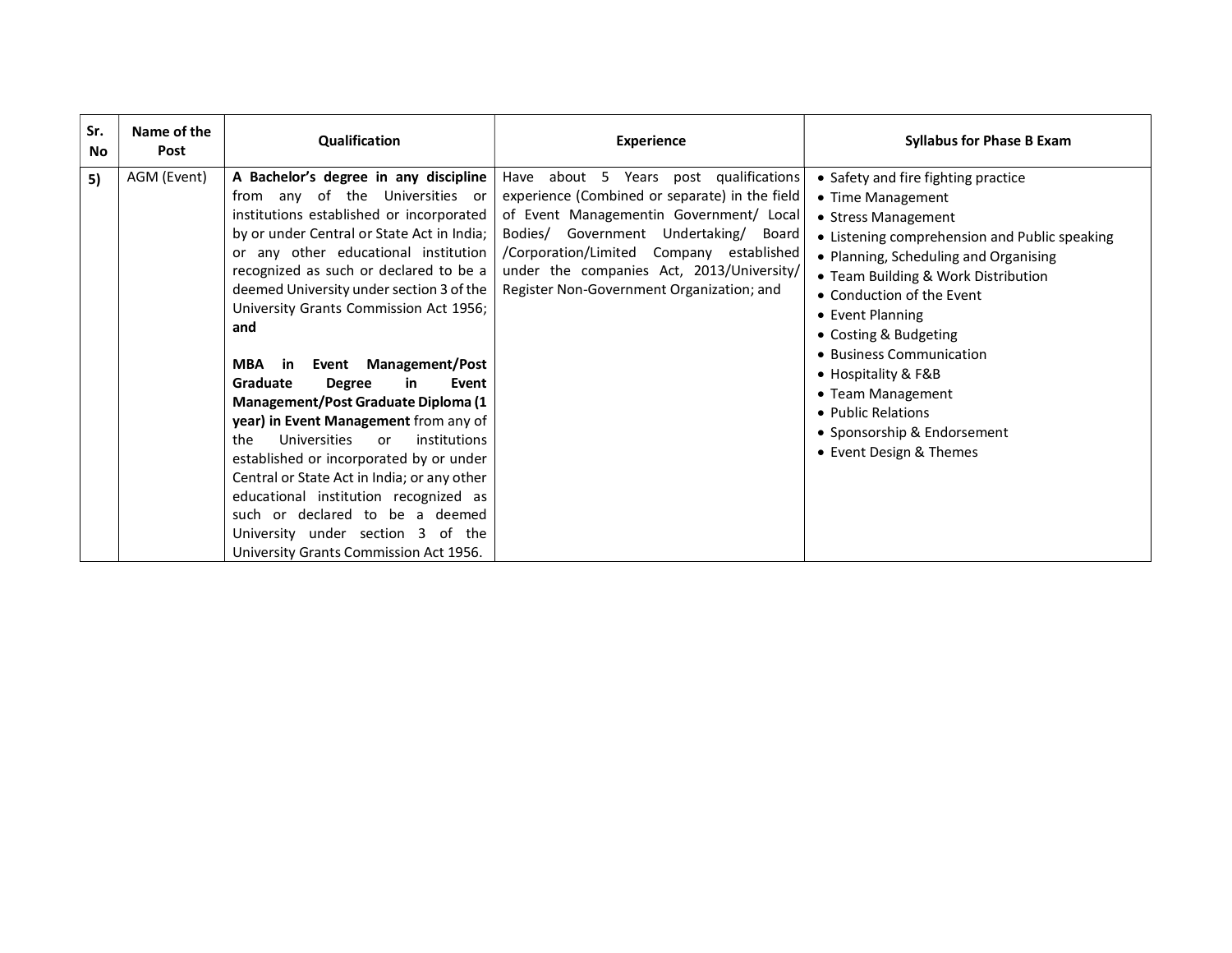| Sr. No | Name of the Post | Qualification | Experience | Syllabus for Phase B Exam |
|---|---|---|---|---|
| **5)** | AGM (Event) | **A Bachelor's degree in any discipline** from any of the Universities or institutions established or incorporated by or under Central or State Act in India; or any other educational institution recognized as such or declared to be a deemed University under section 3 of the University Grants Commission Act 1956; **and**<br><br>**MBA in Event Management/Post Graduate Degree in Event Management/Post Graduate Diploma (1 year) in Event Management** from any of the Universities or institutions established or incorporated by or under Central or State Act in India; or any other educational institution recognized as such or declared to be a deemed University under section 3 of the University Grants Commission Act 1956. | Have about 5 Years post qualifications experience (Combined or separate) in the field of Event Managementin Government/ Local Bodies/ Government Undertaking/ Board /Corporation/Limited Company established under the companies Act, 2013/University/ Register Non-Government Organization; and | • Safety and fire fighting practice<br>• Time Management<br>• Stress Management<br>• Listening comprehension and Public speaking<br>• Planning, Scheduling and Organising<br>• Team Building & Work Distribution<br>• Conduction of the Event<br>• Event Planning<br>• Costing & Budgeting<br>• Business Communication<br>• Hospitality & F&B<br>• Team Management<br>• Public Relations<br>• Sponsorship & Endorsement<br>• Event Design & Themes |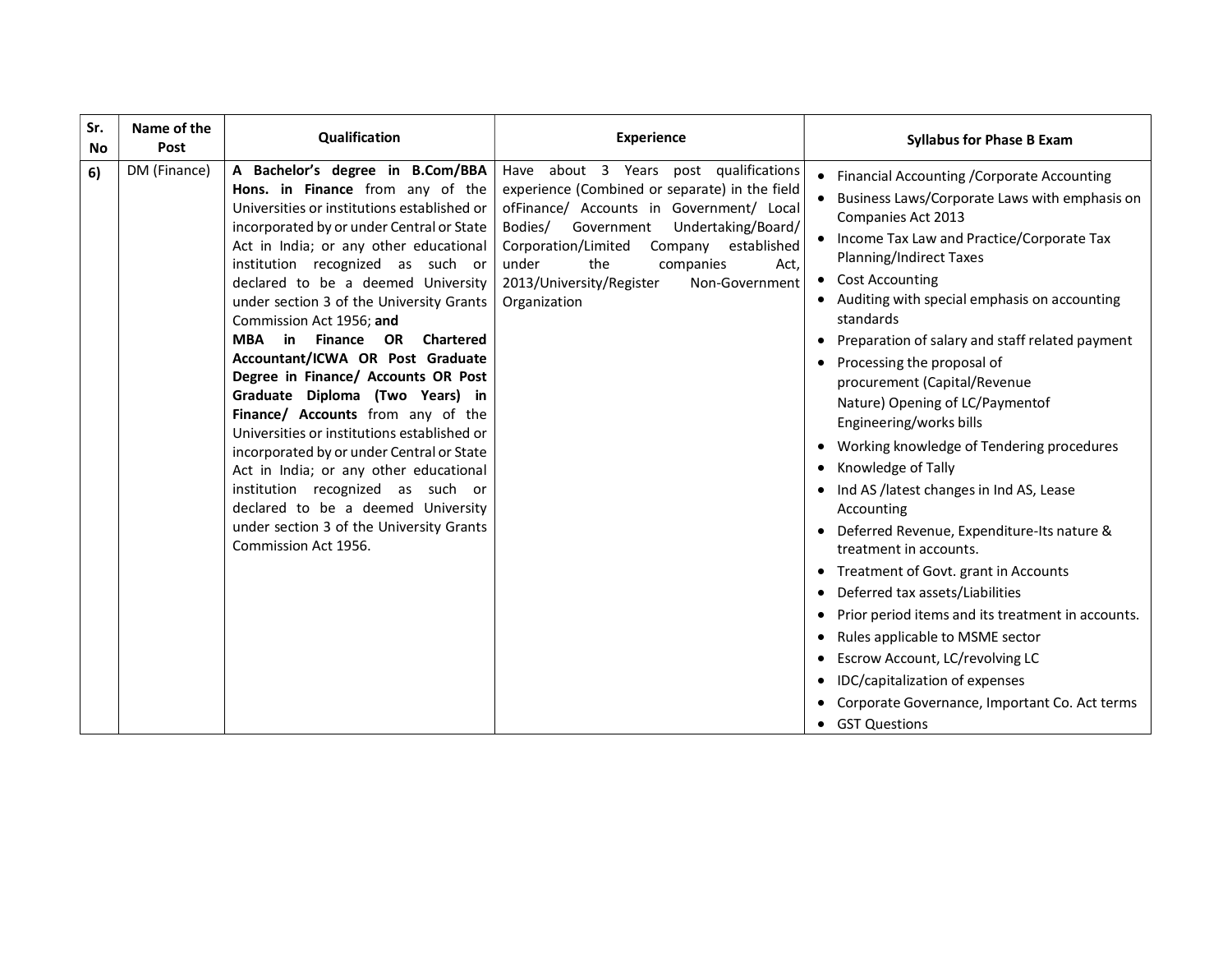| Sr. No | Name of the Post | Qualification | Experience | Syllabus for Phase B Exam |
|---|---|---|---|---|
| **6)** | DM (Finance) | **A Bachelor's degree in B.Com/BBA Hons. in Finance** from any of the Universities or institutions established or incorporated by or under Central or State Act in India; or any other educational institution recognized as such or declared to be a deemed University under section 3 of the University Grants Commission Act 1956; **and** **MBA in Finance OR Chartered Accountant/ICWA OR Post Graduate Degree in Finance/ Accounts OR Post Graduate Diploma (Two Years) in Finance/ Accounts** from any of the Universities or institutions established or incorporated by or under Central or State Act in India; or any other educational institution recognized as such or declared to be a deemed University under section 3 of the University Grants Commission Act 1956. | Have about 3 Years post qualifications experience (Combined or separate) in the field ofFinance/ Accounts in Government/ Local Bodies/ Government Undertaking/Board/ Corporation/Limited Company established under the companies Act, 2013/University/Register Non-Government Organization | • Financial Accounting /Corporate Accounting<br>• Business Laws/Corporate Laws with emphasis on Companies Act 2013<br>• Income Tax Law and Practice/Corporate Tax Planning/Indirect Taxes<br>• Cost Accounting<br>• Auditing with special emphasis on accounting standards<br>• Preparation of salary and staff related payment<br>• Processing the proposal of procurement (Capital/Revenue Nature) Opening of LC/Paymentof Engineering/works bills<br>• Working knowledge of Tendering procedures<br>• Knowledge of Tally<br>• Ind AS /latest changes in Ind AS, Lease Accounting<br>• Deferred Revenue, Expenditure-Its nature & treatment in accounts.<br>• Treatment of Govt. grant in Accounts<br>• Deferred tax assets/Liabilities<br>• Prior period items and its treatment in accounts.<br>• Rules applicable to MSME sector<br>• Escrow Account, LC/revolving LC<br>• IDC/capitalization of expenses<br>• Corporate Governance, Important Co. Act terms<br>• GST Questions |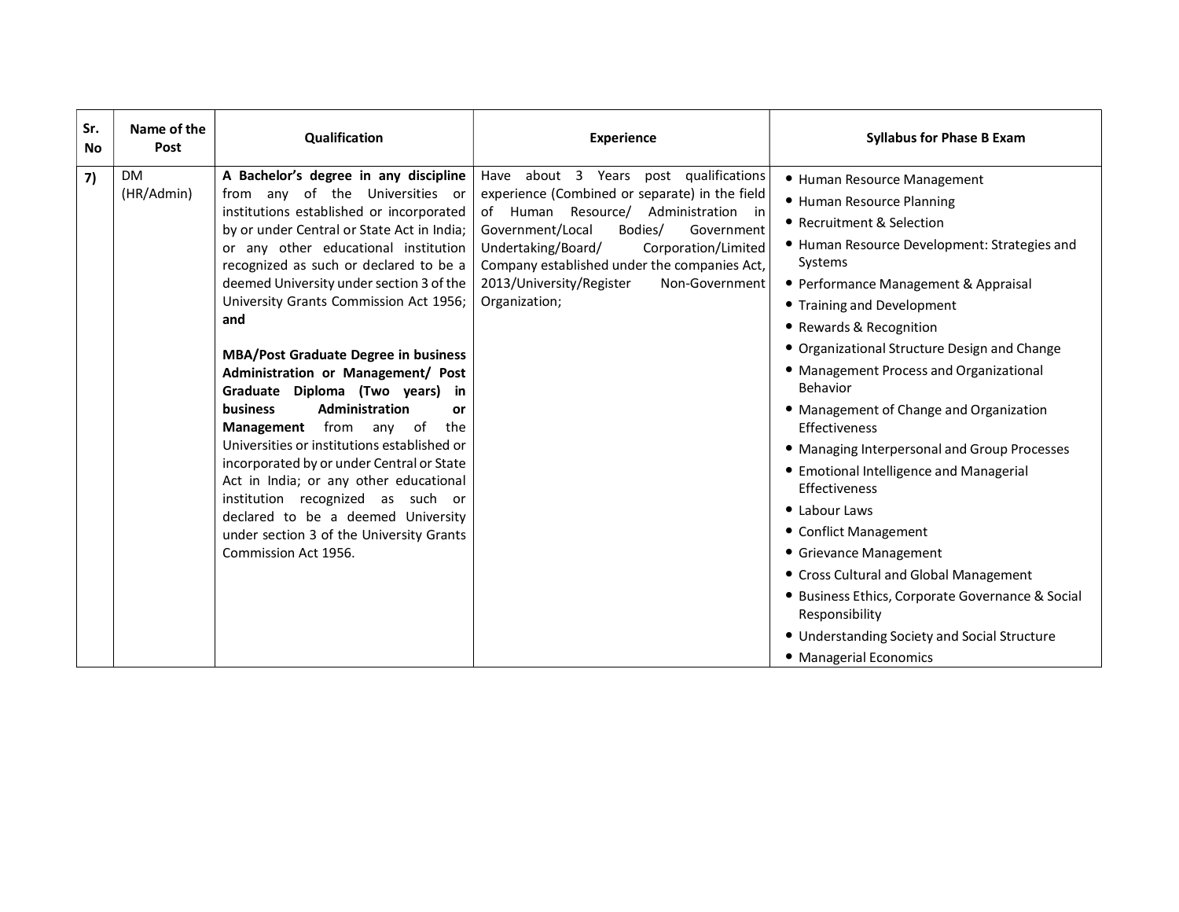| Sr. No | Name of the Post | Qualification | Experience | Syllabus for Phase B Exam |
|---|---|---|---|---|
| 7) | DM (HR/Admin) | **A Bachelor's degree in any discipline** from any of the Universities or institutions established or incorporated by or under Central or State Act in India; or any other educational institution recognized as such or declared to be a deemed University under section 3 of the University Grants Commission Act 1956; **and**<br><br>**MBA/Post Graduate Degree in business Administration or Management/ Post Graduate Diploma (Two years) in business Administration or Management** from any of the Universities or institutions established or incorporated by or under Central or State Act in India; or any other educational institution recognized as such or declared to be a deemed University under section 3 of the University Grants Commission Act 1956. | Have about 3 Years post qualifications experience (Combined or separate) in the field of Human Resource/ Administration in Government/Local Bodies/ Government Undertaking/Board/ Corporation/Limited Company established under the companies Act, 2013/University/Register Non-Government Organization; | • Human Resource Management<br>• Human Resource Planning<br>• Recruitment & Selection<br>• Human Resource Development: Strategies and Systems<br>• Performance Management & Appraisal<br>• Training and Development<br>• Rewards & Recognition<br>• Organizational Structure Design and Change<br>• Management Process and Organizational Behavior<br>• Management of Change and Organization Effectiveness<br>• Managing Interpersonal and Group Processes<br>• Emotional Intelligence and Managerial Effectiveness<br>• Labour Laws<br>• Conflict Management<br>• Grievance Management<br>• Cross Cultural and Global Management<br>• Business Ethics, Corporate Governance & Social Responsibility<br>• Understanding Society and Social Structure<br>• Managerial Economics |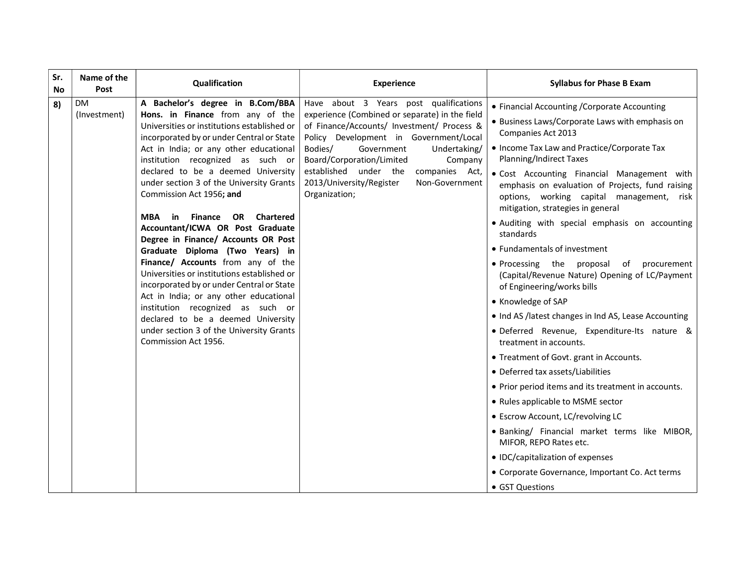| Sr. No | Name of the Post | Qualification | Experience | Syllabus for Phase B Exam |
|---|---|---|---|---|
| 8) | DM (Investment) | **A Bachelor's degree in B.Com/BBA Hons. in Finance** from any of the Universities or institutions established or incorporated by or under Central or State Act in India; or any other educational institution recognized as such or declared to be a deemed University under section 3 of the University Grants Commission Act 1956**; and**<br><br>**MBA in Finance OR Chartered Accountant/ICWA OR Post Graduate Degree in Finance/ Accounts OR Post Graduate Diploma (Two Years) in Finance/ Accounts** from any of the Universities or institutions established or incorporated by or under Central or State Act in India; or any other educational institution recognized as such or declared to be a deemed University under section 3 of the University Grants Commission Act 1956. | Have about 3 Years post qualifications experience (Combined or separate) in the field of Finance/Accounts/ Investment/ Process & Policy Development in Government/Local Bodies/ Government Undertaking/ Board/Corporation/Limited Company established under the companies Act, 2013/University/Register Non-Government Organization; | • Financial Accounting /Corporate Accounting<br>• Business Laws/Corporate Laws with emphasis on Companies Act 2013<br>• Income Tax Law and Practice/Corporate Tax Planning/Indirect Taxes<br>• Cost Accounting Financial Management with emphasis on evaluation of Projects, fund raising options, working capital management, risk mitigation, strategies in general<br>• Auditing with special emphasis on accounting standards<br>• Fundamentals of investment<br>• Processing the proposal of procurement (Capital/Revenue Nature) Opening of LC/Payment of Engineering/works bills<br>• Knowledge of SAP<br>• Ind AS /latest changes in Ind AS, Lease Accounting<br>• Deferred Revenue, Expenditure-Its nature & treatment in accounts.<br>• Treatment of Govt. grant in Accounts.<br>• Deferred tax assets/Liabilities<br>• Prior period items and its treatment in accounts.<br>• Rules applicable to MSME sector<br>• Escrow Account, LC/revolving LC<br>• Banking/ Financial market terms like MIBOR, MIFOR, REPO Rates etc.<br>• IDC/capitalization of expenses<br>• Corporate Governance, Important Co. Act terms<br>• GST Questions |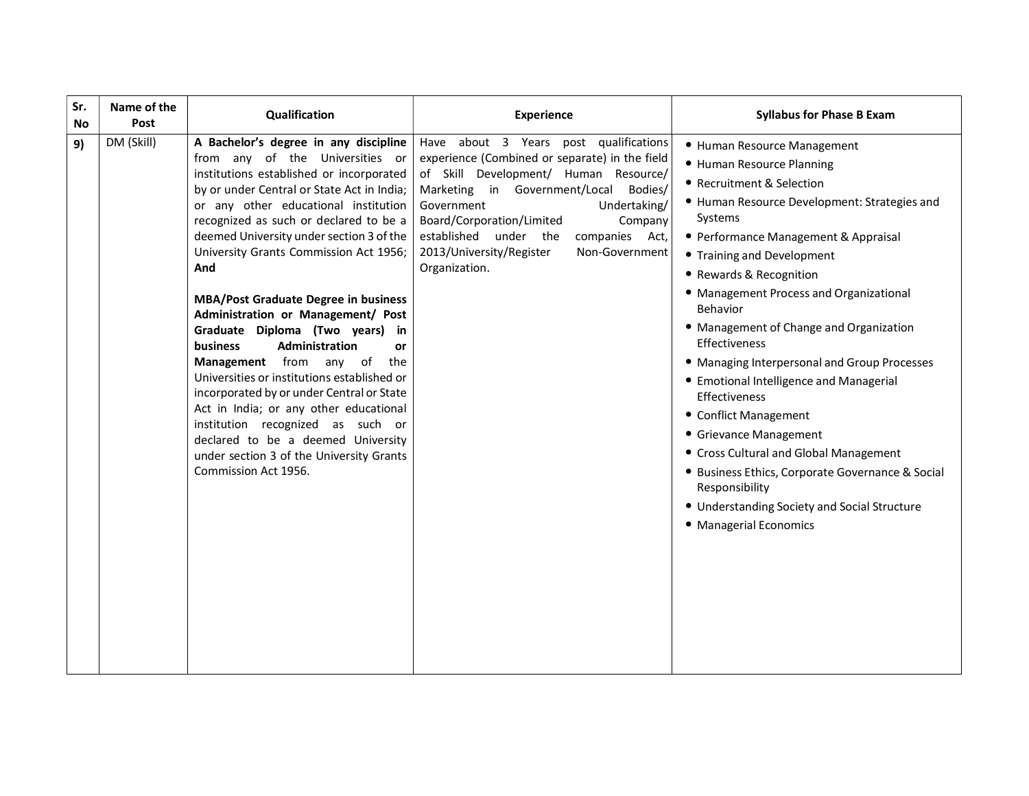| Sr. No | Name of the Post | Qualification | Experience | Syllabus for Phase B Exam |
|---|---|---|---|---|
| 9) | DM (Skill) | **A Bachelor's degree in any discipline** from any of the Universities or institutions established or incorporated by or under Central or State Act in India; or any other educational institution recognized as such or declared to be a deemed University under section 3 of the University Grants Commission Act 1956; **And**<br><br>**MBA/Post Graduate Degree in business Administration or Management/ Post Graduate Diploma (Two years) in business Administration or Management** from any of the Universities or institutions established or incorporated by or under Central or State Act in India; or any other educational institution recognized as such or declared to be a deemed University under section 3 of the University Grants Commission Act 1956. | Have about 3 Years post qualifications experience (Combined or separate) in the field of Skill Development/ Human Resource/ Marketing in Government/Local Bodies/ Government Undertaking/ Board/Corporation/Limited Company established under the companies Act, 2013/University/Register Non-Government Organization. | • Human Resource Management<br>• Human Resource Planning<br>• Recruitment & Selection<br>• Human Resource Development: Strategies and Systems<br>• Performance Management & Appraisal<br>• Training and Development<br>• Rewards & Recognition<br>• Management Process and Organizational Behavior<br>• Management of Change and Organization Effectiveness<br>• Managing Interpersonal and Group Processes<br>• Emotional Intelligence and Managerial Effectiveness<br>• Conflict Management<br>• Grievance Management<br>• Cross Cultural and Global Management<br>• Business Ethics, Corporate Governance & Social Responsibility<br>• Understanding Society and Social Structure<br>• Managerial Economics |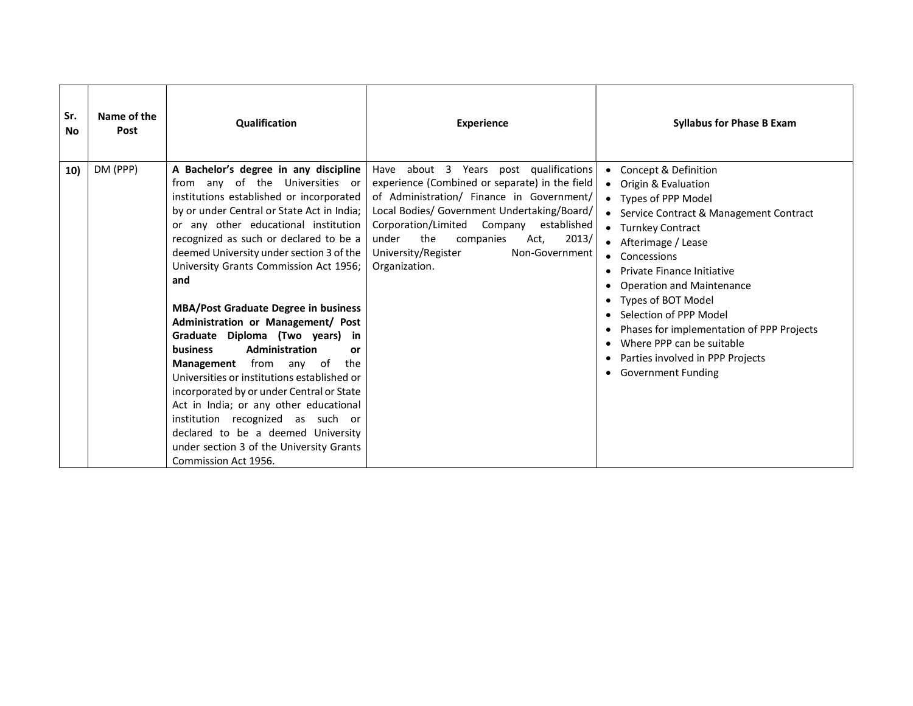| Sr. No | Name of the Post | Qualification | Experience | Syllabus for Phase B Exam |
|---|---|---|---|---|
| **10)** | DM (PPP) | **A Bachelor's degree in any discipline** from any of the Universities or institutions established or incorporated by or under Central or State Act in India; or any other educational institution recognized as such or declared to be a deemed University under section 3 of the University Grants Commission Act 1956; **and**<br><br>**MBA/Post Graduate Degree in business Administration or Management/ Post Graduate Diploma (Two years) in business Administration or Management** from any of the Universities or institutions established or incorporated by or under Central or State Act in India; or any other educational institution recognized as such or declared to be a deemed University under section 3 of the University Grants Commission Act 1956. | Have about 3 Years post qualifications experience (Combined or separate) in the field of Administration/ Finance in Government/ Local Bodies/ Government Undertaking/Board/ Corporation/Limited Company established under the companies Act, 2013/ University/Register Non-Government Organization. | • Concept & Definition<br>• Origin & Evaluation<br>• Types of PPP Model<br>• Service Contract & Management Contract<br>• Turnkey Contract<br>• Afterimage / Lease<br>• Concessions<br>• Private Finance Initiative<br>• Operation and Maintenance<br>• Types of BOT Model<br>• Selection of PPP Model<br>• Phases for implementation of PPP Projects<br>• Where PPP can be suitable<br>• Parties involved in PPP Projects<br>• Government Funding |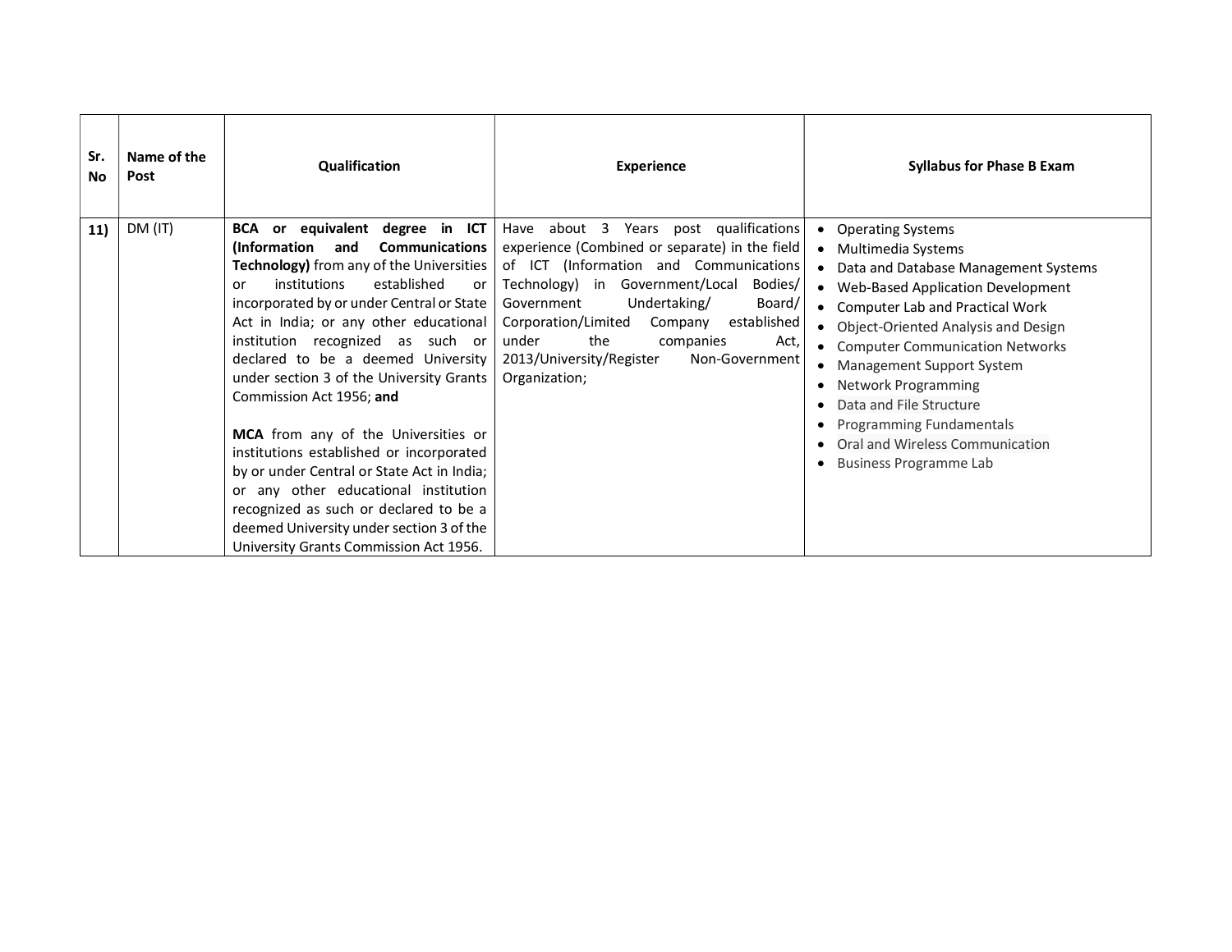| Sr. No | Name of the Post | Qualification | Experience | Syllabus for Phase B Exam |
| --- | --- | --- | --- | --- |
| **11)** | DM (IT) | **BCA or equivalent degree in ICT (Information and Communications Technology)** from any of the Universities or institutions established or incorporated by or under Central or State Act in India; or any other educational institution recognized as such or declared to be a deemed University under section 3 of the University Grants Commission Act 1956; **and**<br><br>**MCA** from any of the Universities or institutions established or incorporated by or under Central or State Act in India; or any other educational institution recognized as such or declared to be a deemed University under section 3 of the University Grants Commission Act 1956. | Have about 3 Years post qualifications experience (Combined or separate) in the field of ICT (Information and Communications Technology) in Government/Local Bodies/ Government Undertaking/ Board/ Corporation/Limited Company established under the companies Act, 2013/University/Register Non-Government Organization; | • Operating Systems<br>• Multimedia Systems<br>• Data and Database Management Systems<br>• Web-Based Application Development<br>• Computer Lab and Practical Work<br>• Object-Oriented Analysis and Design<br>• Computer Communication Networks<br>• Management Support System<br>• Network Programming<br>• Data and File Structure<br>• Programming Fundamentals<br>• Oral and Wireless Communication<br>• Business Programme Lab |